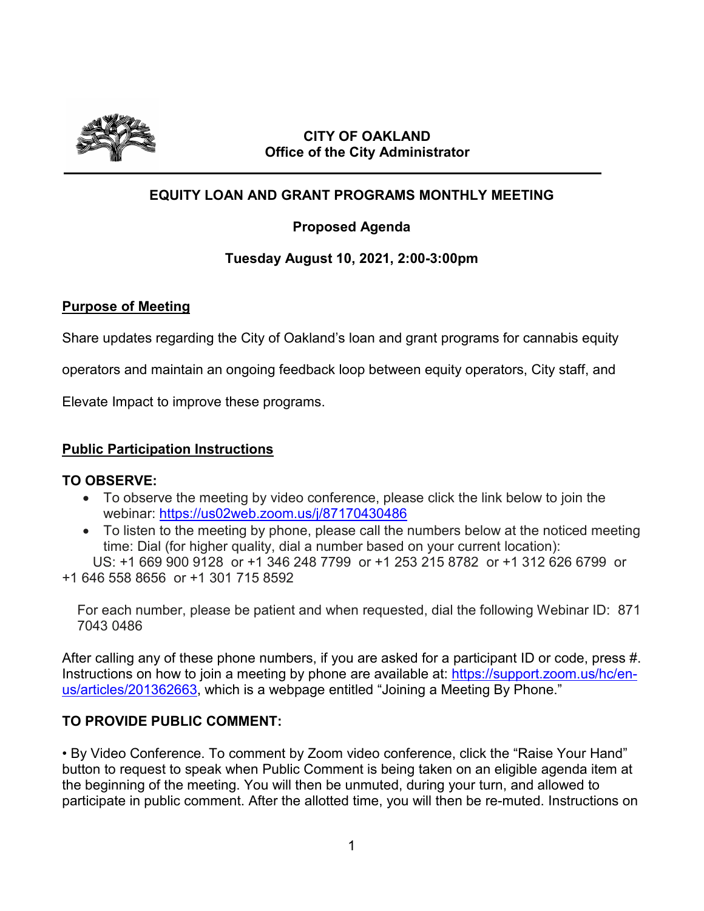**CITY OF OAKLAND**
**Office of the City Administrator**

---

# EQUITY LOAN AND GRANT PROGRAMS MONTHLY MEETING

## Proposed Agenda

### Tuesday August 10, 2021, 2:00-3:00pm

**Purpose of Meeting**

Share updates regarding the City of Oakland's loan and grant programs for cannabis equity operators and maintain an ongoing feedback loop between equity operators, City staff, and Elevate Impact to improve these programs.

**Public Participation Instructions**

**TO OBSERVE:**

- To observe the meeting by video conference, please click the link below to join the webinar: https://us02web.zoom.us/j/87170430486
- To listen to the meeting by phone, please call the numbers below at the noticed meeting time: Dial (for higher quality, dial a number based on your current location):

US: +1 669 900 9128 or +1 346 248 7799 or +1 253 215 8782 or +1 312 626 6799 or +1 646 558 8656 or +1 301 715 8592

For each number, please be patient and when requested, dial the following Webinar ID: 871 7043 0486

After calling any of these phone numbers, if you are asked for a participant ID or code, press #. Instructions on how to join a meeting by phone are available at: https://support.zoom.us/hc/en-us/articles/201362663, which is a webpage entitled "Joining a Meeting By Phone."

**TO PROVIDE PUBLIC COMMENT:**

• By Video Conference. To comment by Zoom video conference, click the "Raise Your Hand" button to request to speak when Public Comment is being taken on an eligible agenda item at the beginning of the meeting. You will then be unmuted, during your turn, and allowed to participate in public comment. After the allotted time, you will then be re-muted. Instructions on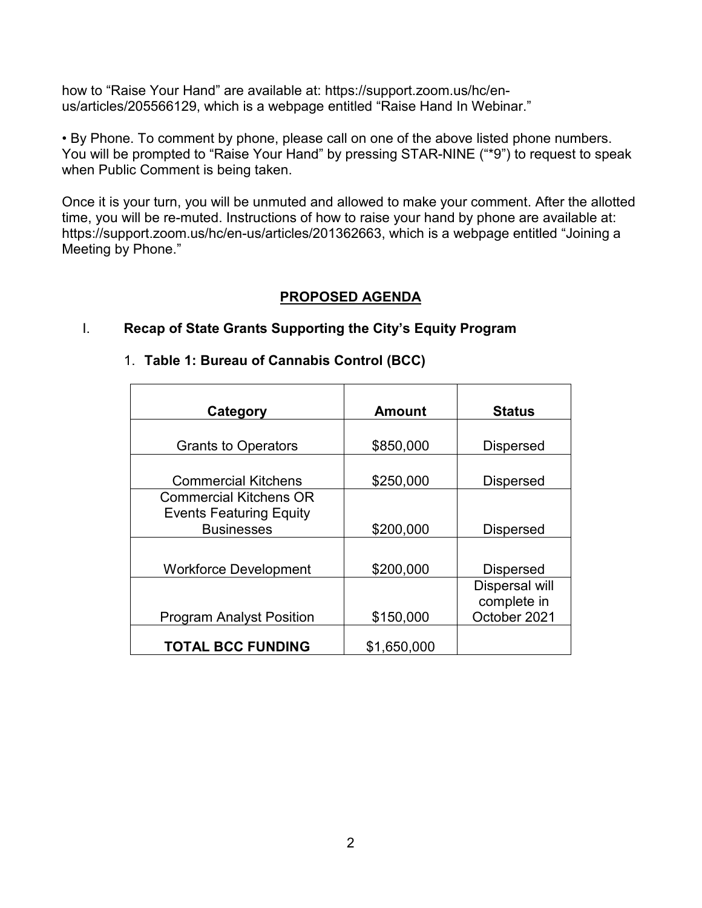how to "Raise Your Hand" are available at: https://support.zoom.us/hc/en-us/articles/205566129, which is a webpage entitled "Raise Hand In Webinar."

• By Phone. To comment by phone, please call on one of the above listed phone numbers. You will be prompted to "Raise Your Hand" by pressing STAR-NINE ("*9") to request to speak when Public Comment is being taken.

Once it is your turn, you will be unmuted and allowed to make your comment. After the allotted time, you will be re-muted. Instructions of how to raise your hand by phone are available at: https://support.zoom.us/hc/en-us/articles/201362663, which is a webpage entitled "Joining a Meeting by Phone."

## PROPOSED AGENDA

### I. Recap of State Grants Supporting the City's Equity Program

1. **Table 1: Bureau of Cannabis Control (BCC)**

| Category | Amount | Status |
| --- | --- | --- |
| Grants to Operators | $850,000 | Dispersed |
| Commercial Kitchens | $250,000 | Dispersed |
| Commercial Kitchens OR Events Featuring Equity Businesses | $200,000 | Dispersed |
| Workforce Development | $200,000 | Dispersed |
| Program Analyst Position | $150,000 | Dispersal will complete in October 2021 |
| **TOTAL BCC FUNDING** | $1,650,000 | |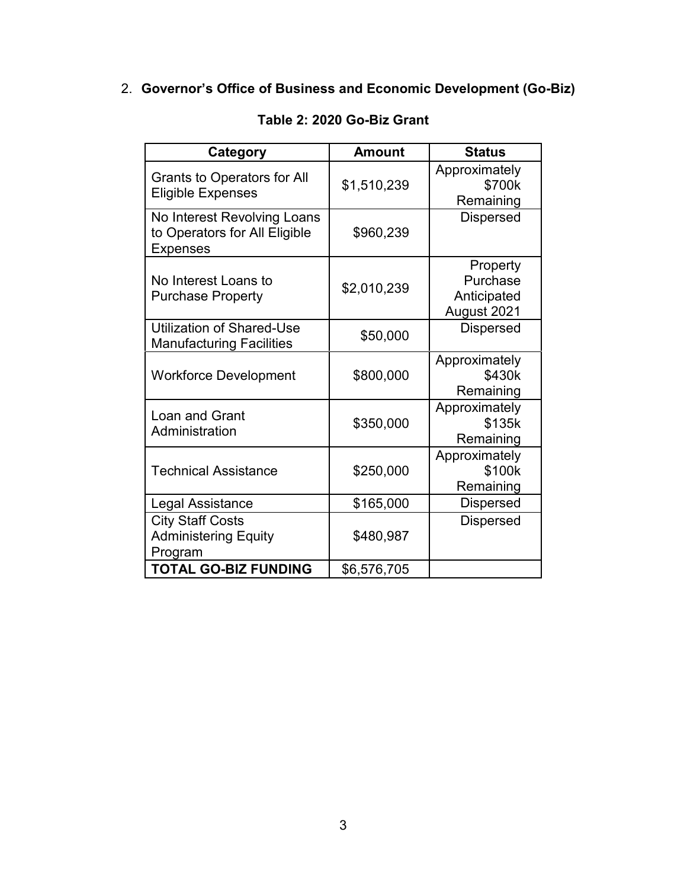2. **Governor's Office of Business and Economic Development (Go-Biz)**

**Table 2: 2020 Go-Biz Grant**

| Category | Amount | Status |
|---|---|---|
| Grants to Operators for All Eligible Expenses | $1,510,239 | Approximately $700k Remaining |
| No Interest Revolving Loans to Operators for All Eligible Expenses | $960,239 | Dispersed |
| No Interest Loans to Purchase Property | $2,010,239 | Property Purchase Anticipated August 2021 |
| Utilization of Shared-Use Manufacturing Facilities | $50,000 | Dispersed |
| Workforce Development | $800,000 | Approximately $430k Remaining |
| Loan and Grant Administration | $350,000 | Approximately $135k Remaining |
| Technical Assistance | $250,000 | Approximately $100k Remaining |
| Legal Assistance | $165,000 | Dispersed |
| City Staff Costs Administering Equity Program | $480,987 | Dispersed |
| **TOTAL GO-BIZ FUNDING** | $6,576,705 | |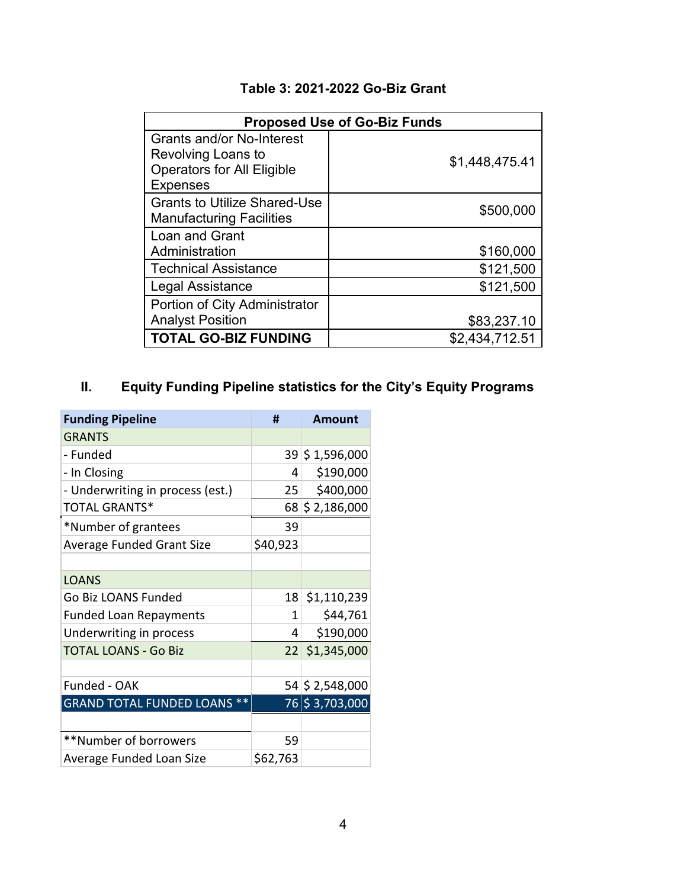**Table 3: 2021-2022 Go-Biz Grant**

| Proposed Use of Go-Biz Funds | |
|---|---|
| Grants and/or No-Interest Revolving Loans to Operators for All Eligible Expenses | $1,448,475.41 |
| Grants to Utilize Shared-Use Manufacturing Facilities | $500,000 |
| Loan and Grant Administration | $160,000 |
| Technical Assistance | $121,500 |
| Legal Assistance | $121,500 |
| Portion of City Administrator Analyst Position | $83,237.10 |
| **TOTAL GO-BIZ FUNDING** | $2,434,712.51 |

## II. Equity Funding Pipeline statistics for the City's Equity Programs

| Funding Pipeline | # | Amount |
|---|---|---|
| GRANTS | | |
| - Funded | 39 | $ 1,596,000 |
| - In Closing | 4 | $190,000 |
| - Underwriting in process (est.) | 25 | $400,000 |
| TOTAL GRANTS* | 68 | $ 2,186,000 |
| *Number of grantees | 39 | |
| Average Funded Grant Size | $40,923 | |
| | | |
| LOANS | | |
| Go Biz LOANS Funded | 18 | $1,110,239 |
| Funded Loan Repayments | 1 | $44,761 |
| Underwriting in process | 4 | $190,000 |
| TOTAL LOANS - Go Biz | 22 | $1,345,000 |
| | | |
| Funded - OAK | 54 | $ 2,548,000 |
| GRAND TOTAL FUNDED LOANS ** | 76 | $ 3,703,000 |
| | | |
| **Number of borrowers | 59 | |
| Average Funded Loan Size | $62,763 | |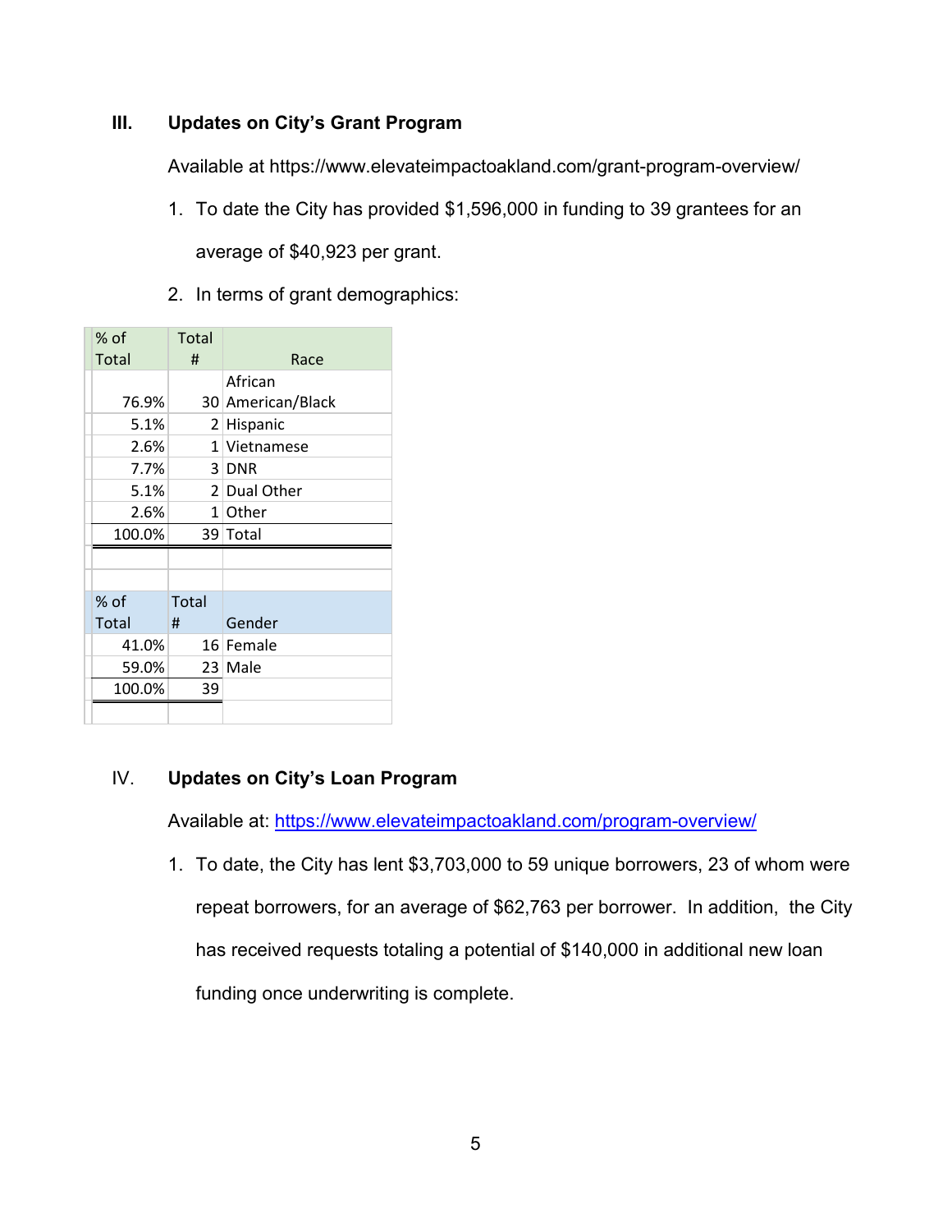### III. Updates on City's Grant Program

Available at https://www.elevateimpactoakland.com/grant-program-overview/

1. To date the City has provided $1,596,000 in funding to 39 grantees for an average of $40,923 per grant.
2. In terms of grant demographics:

| % of Total | Total # | Race |
|---|---|---|
| 76.9% | 30 | African American/Black |
| 5.1% | 2 | Hispanic |
| 2.6% | 1 | Vietnamese |
| 7.7% | 3 | DNR |
| 5.1% | 2 | Dual Other |
| 2.6% | 1 | Other |
| 100.0% | 39 | Total |

| % of Total | Total # | Gender |
|---|---|---|
| 41.0% | 16 | Female |
| 59.0% | 23 | Male |
| 100.0% | 39 | |

### IV. Updates on City's Loan Program

Available at: https://www.elevateimpactoakland.com/program-overview/

1. To date, the City has lent $3,703,000 to 59 unique borrowers, 23 of whom were repeat borrowers, for an average of $62,763 per borrower. In addition, the City has received requests totaling a potential of $140,000 in additional new loan funding once underwriting is complete.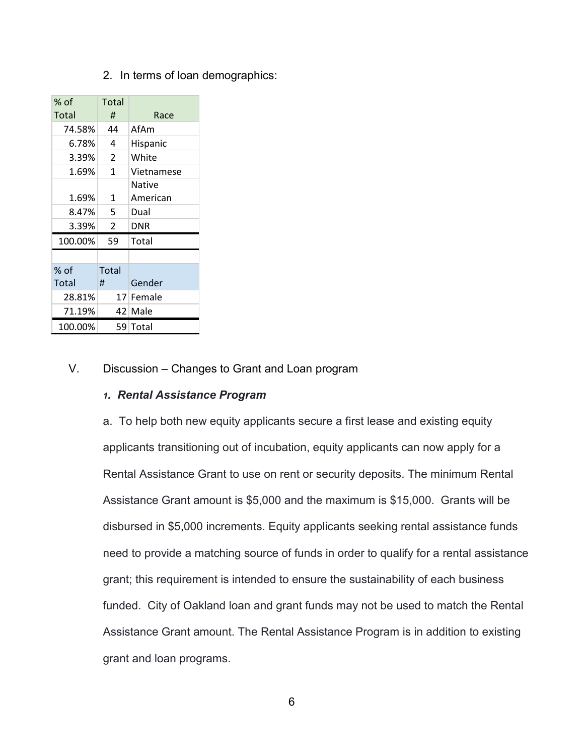2. In terms of loan demographics:

| % of Total | Total # | Race |
|---|---|---|
| 74.58% | 44 | AfAm |
| 6.78% | 4 | Hispanic |
| 3.39% | 2 | White |
| 1.69% | 1 | Vietnamese |
| 1.69% | 1 | Native American |
| 8.47% | 5 | Dual |
| 3.39% | 2 | DNR |
| 100.00% | 59 | Total |

| % of Total | Total # | Gender |
|---|---|---|
| 28.81% | 17 | Female |
| 71.19% | 42 | Male |
| 100.00% | 59 | Total |

## V. Discussion – Changes to Grant and Loan program

### 1. *Rental Assistance Program*

a. To help both new equity applicants secure a first lease and existing equity applicants transitioning out of incubation, equity applicants can now apply for a Rental Assistance Grant to use on rent or security deposits. The minimum Rental Assistance Grant amount is $5,000 and the maximum is $15,000. Grants will be disbursed in $5,000 increments. Equity applicants seeking rental assistance funds need to provide a matching source of funds in order to qualify for a rental assistance grant; this requirement is intended to ensure the sustainability of each business funded. City of Oakland loan and grant funds may not be used to match the Rental Assistance Grant amount. The Rental Assistance Program is in addition to existing grant and loan programs.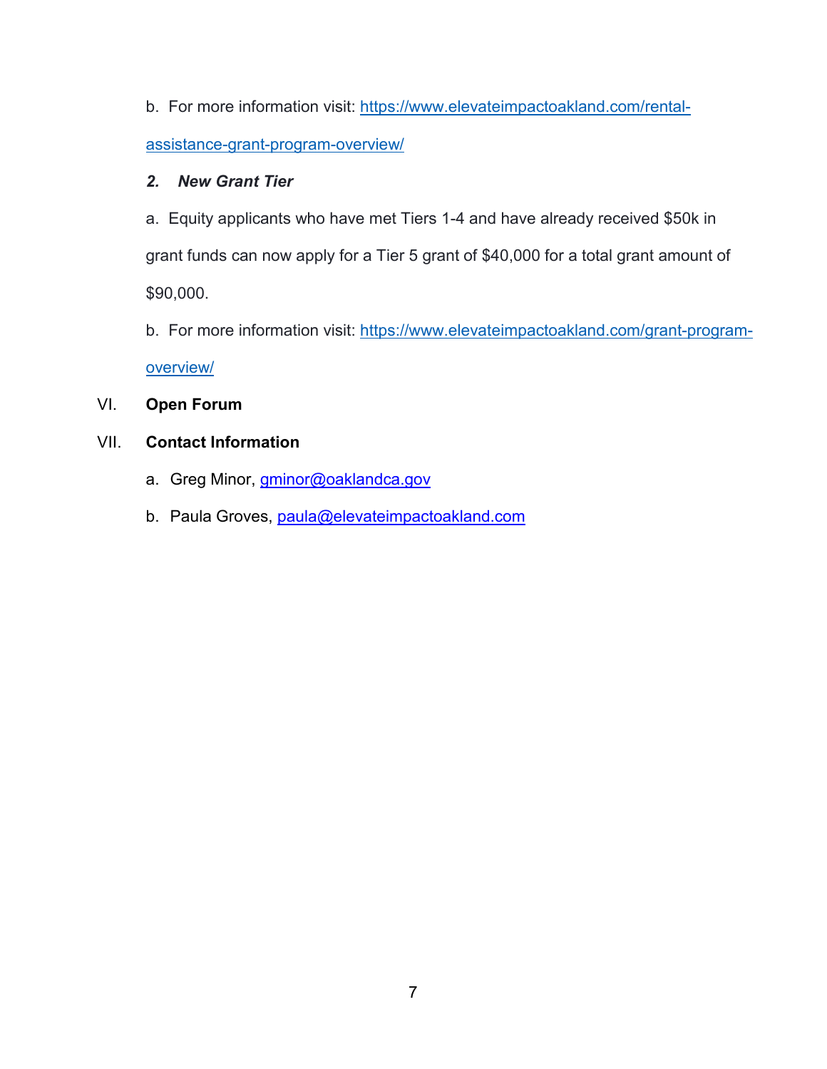b. For more information visit: [https://www.elevateimpactoakland.com/rental-assistance-grant-program-overview/](https://www.elevateimpactoakland.com/rental-assistance-grant-program-overview/)

***2. New Grant Tier***

a. Equity applicants who have met Tiers 1-4 and have already received $50k in grant funds can now apply for a Tier 5 grant of $40,000 for a total grant amount of $90,000.

b. For more information visit: [https://www.elevateimpactoakland.com/grant-program-overview/](https://www.elevateimpactoakland.com/grant-program-overview/)

VI. **Open Forum**

VII. **Contact Information**

a. Greg Minor, [gminor@oaklandca.gov](mailto:gminor@oaklandca.gov)

b. Paula Groves, [paula@elevateimpactoakland.com](mailto:paula@elevateimpactoakland.com)